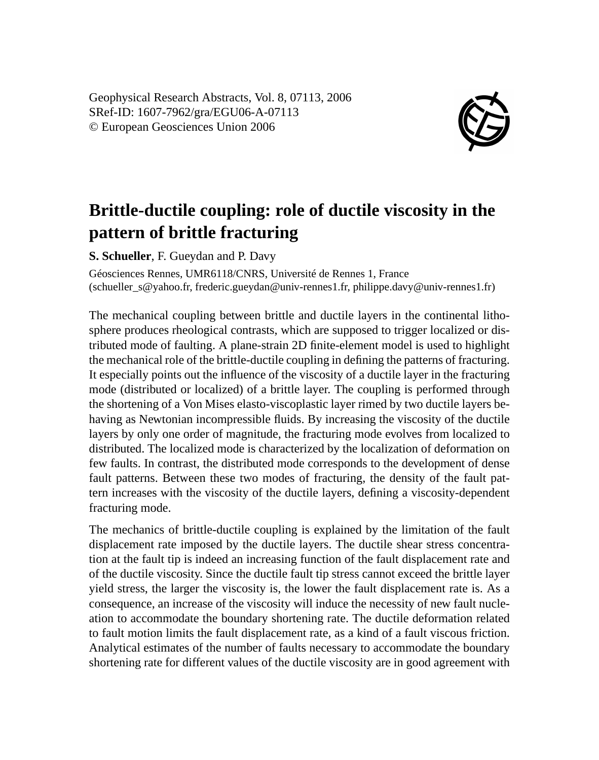Geophysical Research Abstracts, Vol. 8, 07113, 2006
SRef-ID: 1607-7962/gra/EGU06-A-07113
© European Geosciences Union 2006

# Brittle-ductile coupling: role of ductile viscosity in the pattern of brittle fracturing

**S. Schueller**, F. Gueydan and P. Davy

Géosciences Rennes, UMR6118/CNRS, Université de Rennes 1, France
(schueller_s@yahoo.fr, frederic.gueydan@univ-rennes1.fr, philippe.davy@univ-rennes1.fr)

The mechanical coupling between brittle and ductile layers in the continental lithosphere produces rheological contrasts, which are supposed to trigger localized or distributed mode of faulting. A plane-strain 2D finite-element model is used to highlight the mechanical role of the brittle-ductile coupling in defining the patterns of fracturing. It especially points out the influence of the viscosity of a ductile layer in the fracturing mode (distributed or localized) of a brittle layer. The coupling is performed through the shortening of a Von Mises elasto-viscoplastic layer rimed by two ductile layers behaving as Newtonian incompressible fluids. By increasing the viscosity of the ductile layers by only one order of magnitude, the fracturing mode evolves from localized to distributed. The localized mode is characterized by the localization of deformation on few faults. In contrast, the distributed mode corresponds to the development of dense fault patterns. Between these two modes of fracturing, the density of the fault pattern increases with the viscosity of the ductile layers, defining a viscosity-dependent fracturing mode.

The mechanics of brittle-ductile coupling is explained by the limitation of the fault displacement rate imposed by the ductile layers. The ductile shear stress concentration at the fault tip is indeed an increasing function of the fault displacement rate and of the ductile viscosity. Since the ductile fault tip stress cannot exceed the brittle layer yield stress, the larger the viscosity is, the lower the fault displacement rate is. As a consequence, an increase of the viscosity will induce the necessity of new fault nucleation to accommodate the boundary shortening rate. The ductile deformation related to fault motion limits the fault displacement rate, as a kind of a fault viscous friction. Analytical estimates of the number of faults necessary to accommodate the boundary shortening rate for different values of the ductile viscosity are in good agreement with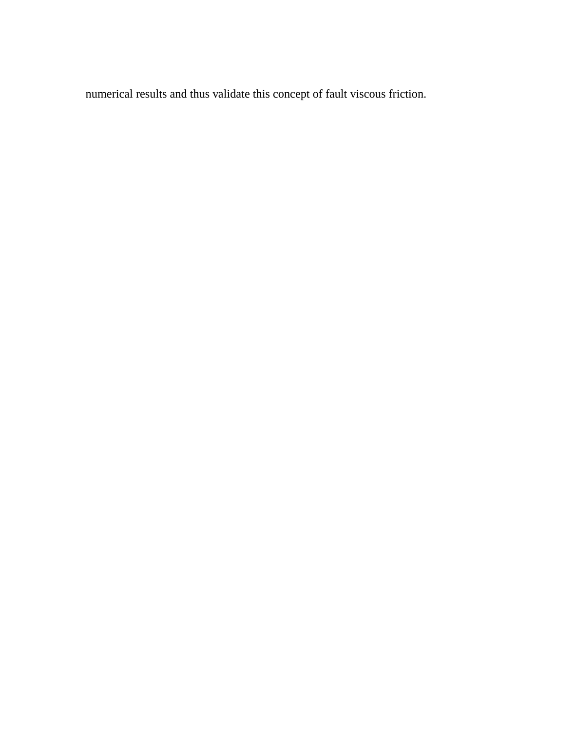numerical results and thus validate this concept of fault viscous friction.